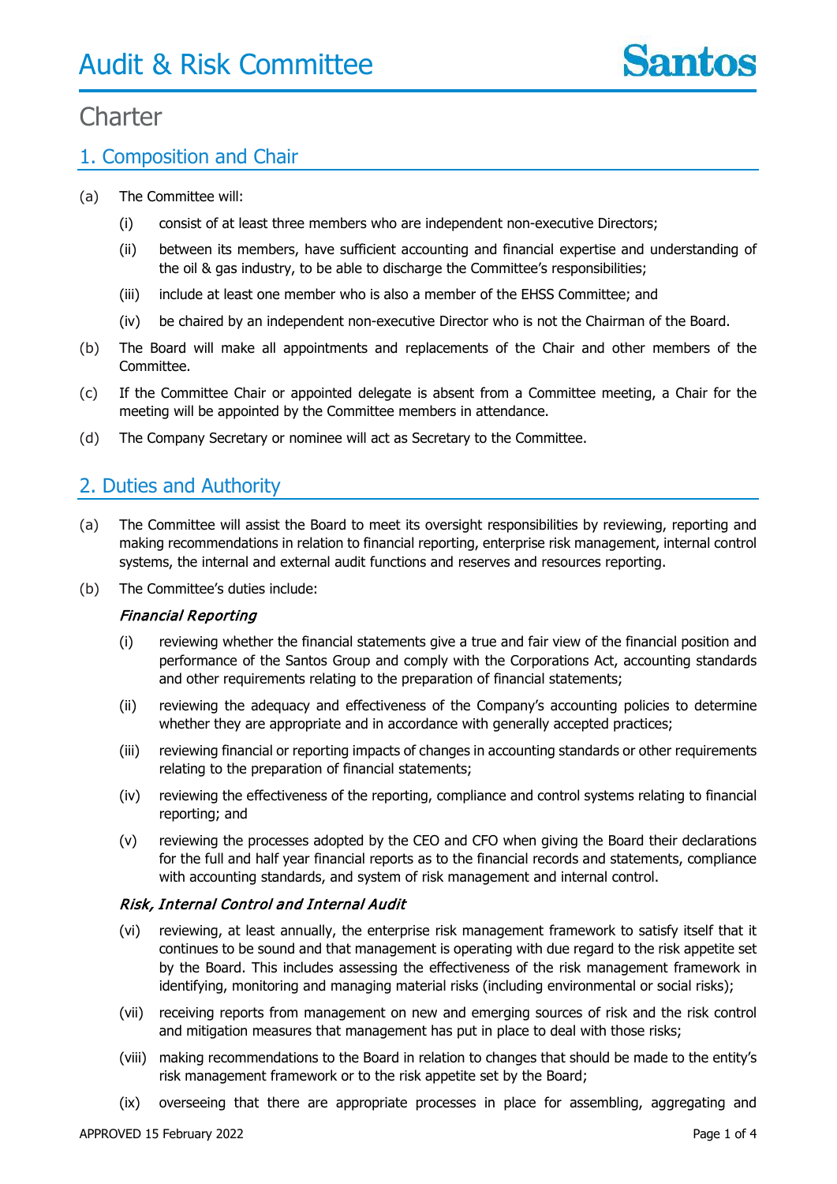# Audit & Risk Committee

Santos

## Charter

## 1. Composition and Chair

(a) The Committee will:

(i) consist of at least three members who are independent non-executive Directors;

(ii) between its members, have sufficient accounting and financial expertise and understanding of the oil & gas industry, to be able to discharge the Committee's responsibilities;

(iii) include at least one member who is also a member of the EHSS Committee; and

(iv) be chaired by an independent non-executive Director who is not the Chairman of the Board.

(b) The Board will make all appointments and replacements of the Chair and other members of the Committee.

(c) If the Committee Chair or appointed delegate is absent from a Committee meeting, a Chair for the meeting will be appointed by the Committee members in attendance.

(d) The Company Secretary or nominee will act as Secretary to the Committee.

## 2. Duties and Authority

(a) The Committee will assist the Board to meet its oversight responsibilities by reviewing, reporting and making recommendations in relation to financial reporting, enterprise risk management, internal control systems, the internal and external audit functions and reserves and resources reporting.

(b) The Committee's duties include:

*Financial Reporting*

(i) reviewing whether the financial statements give a true and fair view of the financial position and performance of the Santos Group and comply with the Corporations Act, accounting standards and other requirements relating to the preparation of financial statements;

(ii) reviewing the adequacy and effectiveness of the Company's accounting policies to determine whether they are appropriate and in accordance with generally accepted practices;

(iii) reviewing financial or reporting impacts of changes in accounting standards or other requirements relating to the preparation of financial statements;

(iv) reviewing the effectiveness of the reporting, compliance and control systems relating to financial reporting; and

(v) reviewing the processes adopted by the CEO and CFO when giving the Board their declarations for the full and half year financial reports as to the financial records and statements, compliance with accounting standards, and system of risk management and internal control.

*Risk, Internal Control and Internal Audit*

(vi) reviewing, at least annually, the enterprise risk management framework to satisfy itself that it continues to be sound and that management is operating with due regard to the risk appetite set by the Board. This includes assessing the effectiveness of the risk management framework in identifying, monitoring and managing material risks (including environmental or social risks);

(vii) receiving reports from management on new and emerging sources of risk and the risk control and mitigation measures that management has put in place to deal with those risks;

(viii) making recommendations to the Board in relation to changes that should be made to the entity's risk management framework or to the risk appetite set by the Board;

(ix) overseeing that there are appropriate processes in place for assembling, aggregating and

APPROVED 15 February 2022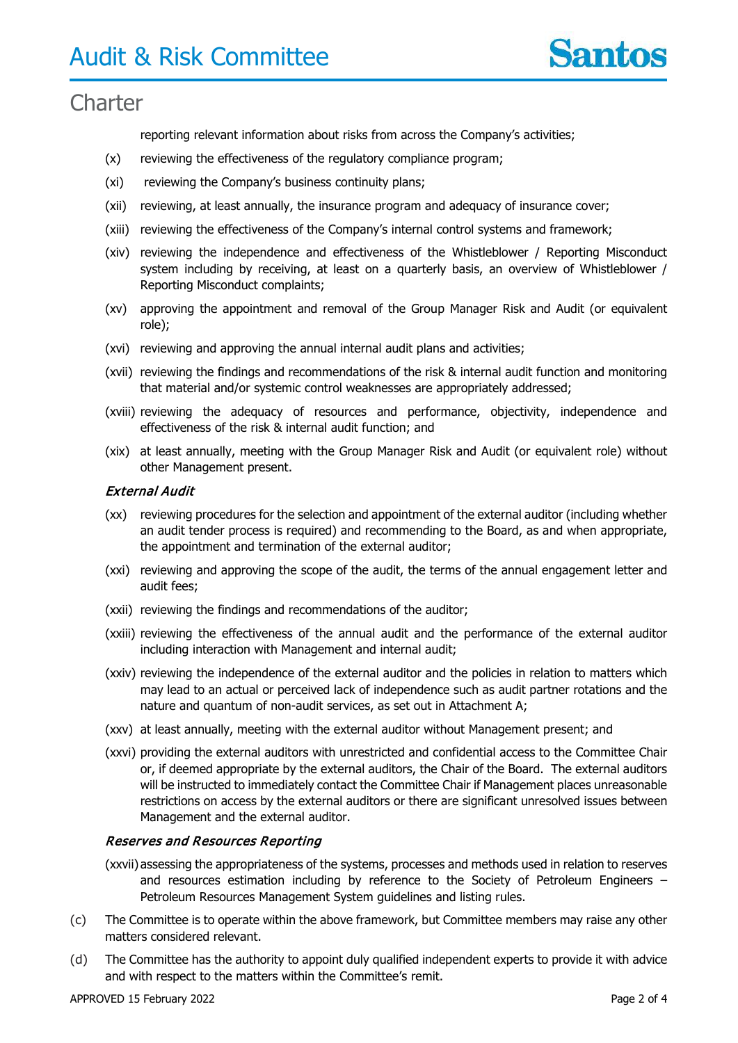reporting relevant information about risks from across the Company's activities;

(x) reviewing the effectiveness of the regulatory compliance program;

(xi) reviewing the Company's business continuity plans;

(xii) reviewing, at least annually, the insurance program and adequacy of insurance cover;

(xiii) reviewing the effectiveness of the Company's internal control systems and framework;

(xiv) reviewing the independence and effectiveness of the Whistleblower / Reporting Misconduct system including by receiving, at least on a quarterly basis, an overview of Whistleblower / Reporting Misconduct complaints;

(xv) approving the appointment and removal of the Group Manager Risk and Audit (or equivalent role);

(xvi) reviewing and approving the annual internal audit plans and activities;

(xvii) reviewing the findings and recommendations of the risk & internal audit function and monitoring that material and/or systemic control weaknesses are appropriately addressed;

(xviii) reviewing the adequacy of resources and performance, objectivity, independence and effectiveness of the risk & internal audit function; and

(xix) at least annually, meeting with the Group Manager Risk and Audit (or equivalent role) without other Management present.

***External Audit***

(xx) reviewing procedures for the selection and appointment of the external auditor (including whether an audit tender process is required) and recommending to the Board, as and when appropriate, the appointment and termination of the external auditor;

(xxi) reviewing and approving the scope of the audit, the terms of the annual engagement letter and audit fees;

(xxii) reviewing the findings and recommendations of the auditor;

(xxiii) reviewing the effectiveness of the annual audit and the performance of the external auditor including interaction with Management and internal audit;

(xxiv) reviewing the independence of the external auditor and the policies in relation to matters which may lead to an actual or perceived lack of independence such as audit partner rotations and the nature and quantum of non-audit services, as set out in Attachment A;

(xxv) at least annually, meeting with the external auditor without Management present; and

(xxvi) providing the external auditors with unrestricted and confidential access to the Committee Chair or, if deemed appropriate by the external auditors, the Chair of the Board. The external auditors will be instructed to immediately contact the Committee Chair if Management places unreasonable restrictions on access by the external auditors or there are significant unresolved issues between Management and the external auditor.

***Reserves and Resources Reporting***

(xxvii) assessing the appropriateness of the systems, processes and methods used in relation to reserves and resources estimation including by reference to the Society of Petroleum Engineers – Petroleum Resources Management System guidelines and listing rules.

(c) The Committee is to operate within the above framework, but Committee members may raise any other matters considered relevant.

(d) The Committee has the authority to appoint duly qualified independent experts to provide it with advice and with respect to the matters within the Committee's remit.

APPROVED 15 February 2022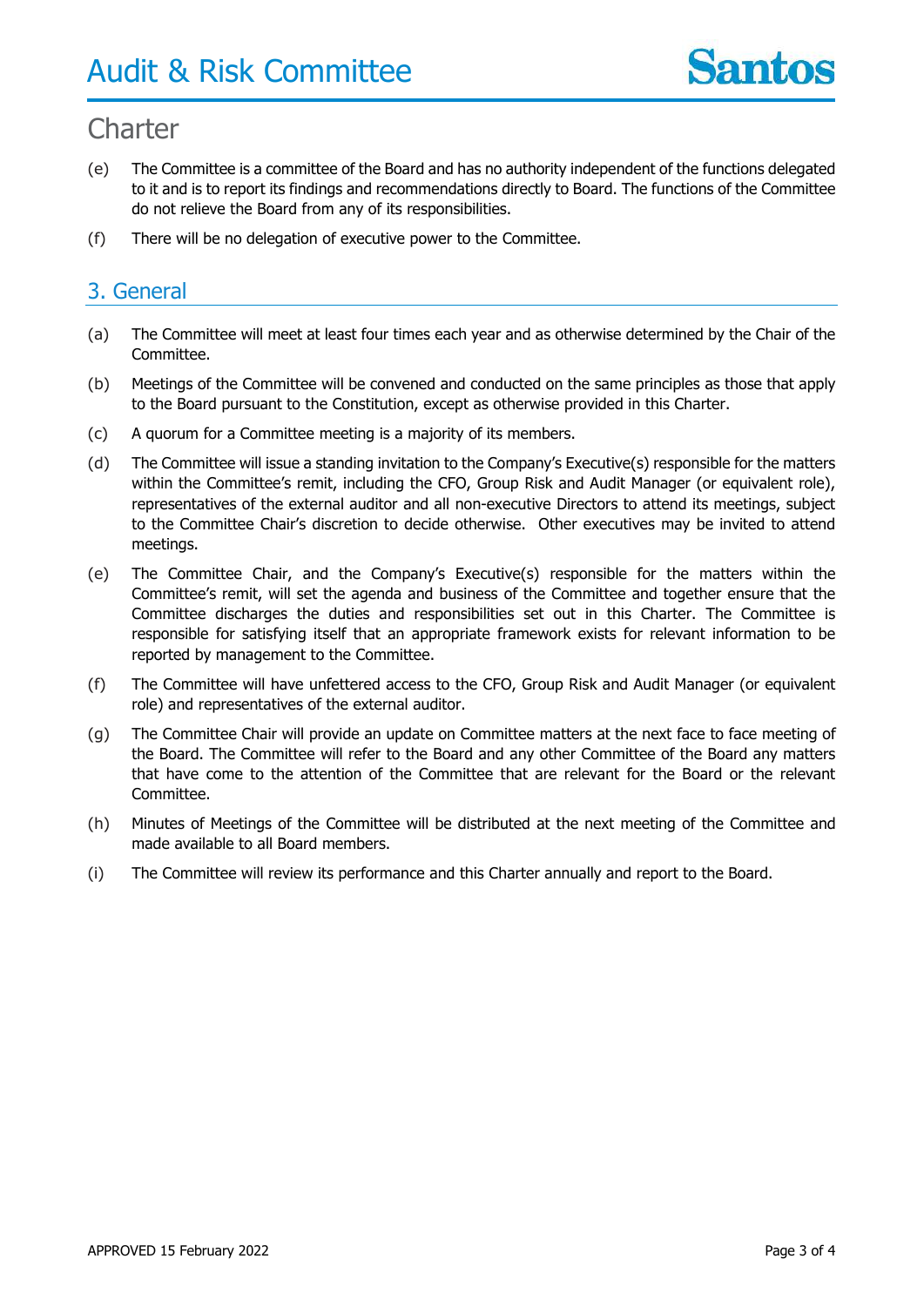(e) The Committee is a committee of the Board and has no authority independent of the functions delegated to it and is to report its findings and recommendations directly to Board. The functions of the Committee do not relieve the Board from any of its responsibilities.

(f) There will be no delegation of executive power to the Committee.

## 3. General

(a) The Committee will meet at least four times each year and as otherwise determined by the Chair of the Committee.

(b) Meetings of the Committee will be convened and conducted on the same principles as those that apply to the Board pursuant to the Constitution, except as otherwise provided in this Charter.

(c) A quorum for a Committee meeting is a majority of its members.

(d) The Committee will issue a standing invitation to the Company's Executive(s) responsible for the matters within the Committee's remit, including the CFO, Group Risk and Audit Manager (or equivalent role), representatives of the external auditor and all non-executive Directors to attend its meetings, subject to the Committee Chair's discretion to decide otherwise. Other executives may be invited to attend meetings.

(e) The Committee Chair, and the Company's Executive(s) responsible for the matters within the Committee's remit, will set the agenda and business of the Committee and together ensure that the Committee discharges the duties and responsibilities set out in this Charter. The Committee is responsible for satisfying itself that an appropriate framework exists for relevant information to be reported by management to the Committee.

(f) The Committee will have unfettered access to the CFO, Group Risk and Audit Manager (or equivalent role) and representatives of the external auditor.

(g) The Committee Chair will provide an update on Committee matters at the next face to face meeting of the Board. The Committee will refer to the Board and any other Committee of the Board any matters that have come to the attention of the Committee that are relevant for the Board or the relevant Committee.

(h) Minutes of Meetings of the Committee will be distributed at the next meeting of the Committee and made available to all Board members.

(i) The Committee will review its performance and this Charter annually and report to the Board.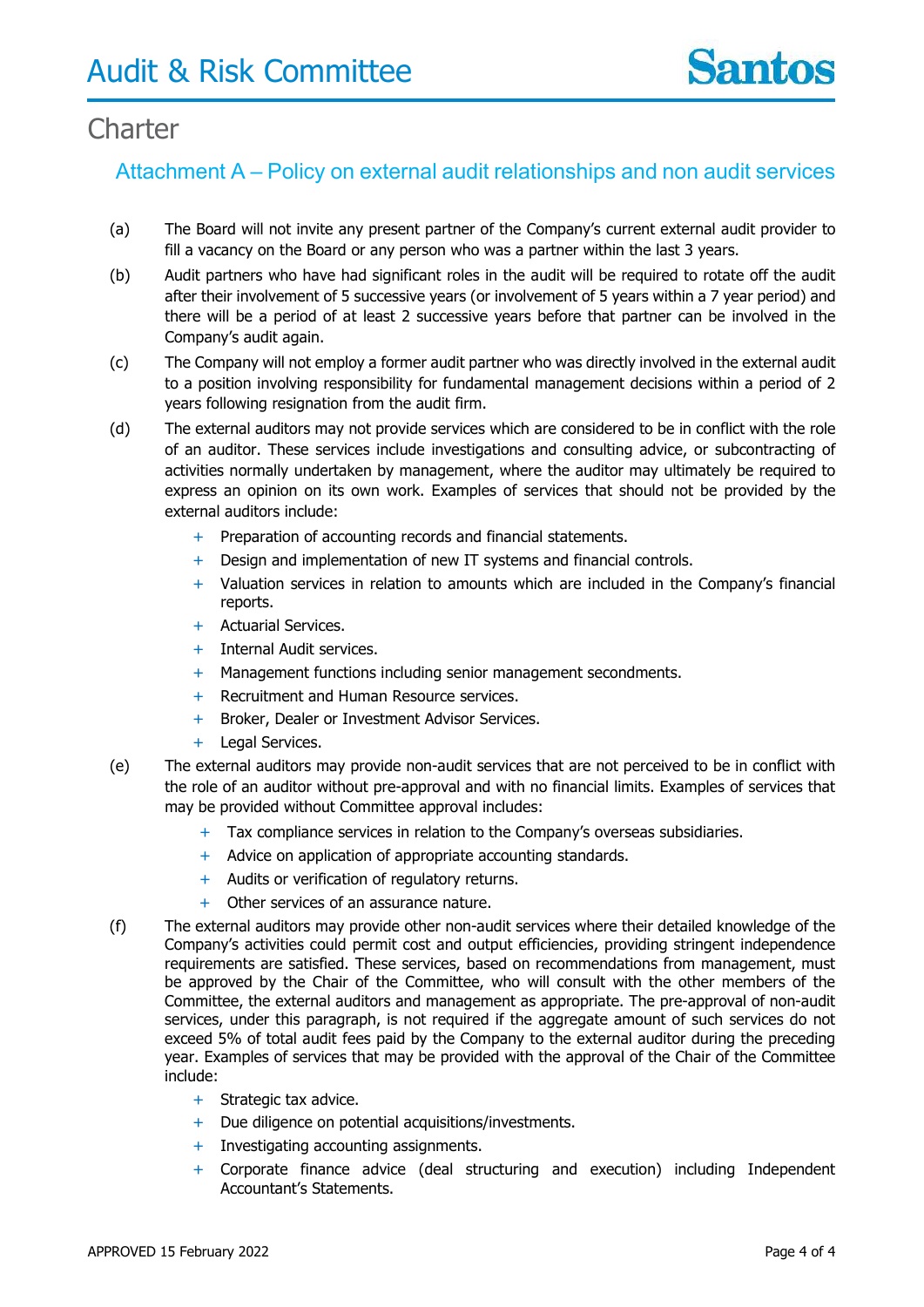# Audit & Risk Committee

## Charter

### Attachment A – Policy on external audit relationships and non audit services

(a) The Board will not invite any present partner of the Company's current external audit provider to fill a vacancy on the Board or any person who was a partner within the last 3 years.

(b) Audit partners who have had significant roles in the audit will be required to rotate off the audit after their involvement of 5 successive years (or involvement of 5 years within a 7 year period) and there will be a period of at least 2 successive years before that partner can be involved in the Company's audit again.

(c) The Company will not employ a former audit partner who was directly involved in the external audit to a position involving responsibility for fundamental management decisions within a period of 2 years following resignation from the audit firm.

(d) The external auditors may not provide services which are considered to be in conflict with the role of an auditor. These services include investigations and consulting advice, or subcontracting of activities normally undertaken by management, where the auditor may ultimately be required to express an opinion on its own work. Examples of services that should not be provided by the external auditors include:

- Preparation of accounting records and financial statements.
- Design and implementation of new IT systems and financial controls.
- Valuation services in relation to amounts which are included in the Company's financial reports.
- Actuarial Services.
- Internal Audit services.
- Management functions including senior management secondments.
- Recruitment and Human Resource services.
- Broker, Dealer or Investment Advisor Services.
- Legal Services.

(e) The external auditors may provide non-audit services that are not perceived to be in conflict with the role of an auditor without pre-approval and with no financial limits. Examples of services that may be provided without Committee approval includes:

- Tax compliance services in relation to the Company's overseas subsidiaries.
- Advice on application of appropriate accounting standards.
- Audits or verification of regulatory returns.
- Other services of an assurance nature.

(f) The external auditors may provide other non-audit services where their detailed knowledge of the Company's activities could permit cost and output efficiencies, providing stringent independence requirements are satisfied. These services, based on recommendations from management, must be approved by the Chair of the Committee, who will consult with the other members of the Committee, the external auditors and management as appropriate. The pre-approval of non-audit services, under this paragraph, is not required if the aggregate amount of such services do not exceed 5% of total audit fees paid by the Company to the external auditor during the preceding year. Examples of services that may be provided with the approval of the Chair of the Committee include:

- Strategic tax advice.
- Due diligence on potential acquisitions/investments.
- Investigating accounting assignments.
- Corporate finance advice (deal structuring and execution) including Independent Accountant's Statements.

APPROVED 15 February 2022